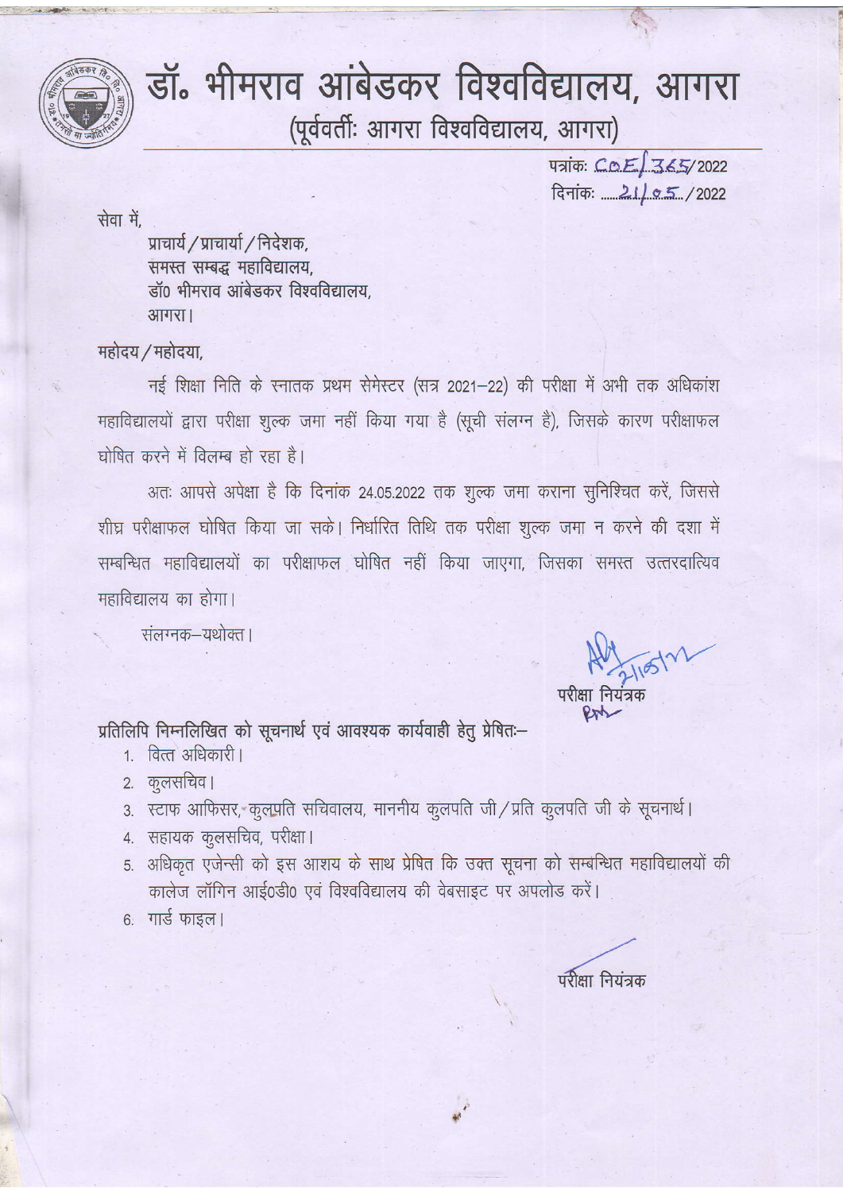# डॉ॰ भीमराव आंबेडकर विश्वविद्यालय, आगरा

(पूर्ववर्तीः आगरा विश्वविद्यालय, आगरा)

पत्रांकः CoE/365/2022
दिनांकः 21/05/2022

सेवा में,

प्राचार्य / प्राचार्या / निदेशक,
समस्त सम्बद्ध महाविद्यालय,
डॉ० भीमराव आंबेडकर विश्वविद्यालय,
आगरा।

महोदय / महोदया,

नई शिक्षा निति के स्नातक प्रथम सेमेस्टर (सत्र 2021–22) की परीक्षा में अभी तक अधिकांश महाविद्यालयों द्वारा परीक्षा शुल्क जमा नहीं किया गया है (सूची संलग्न है), जिसके कारण परीक्षाफल घोषित करने में विलम्ब हो रहा है।

अतः आपसे अपेक्षा है कि दिनांक 24.05.2022 तक शुल्क जमा कराना सुनिश्चित करें, जिससे शीघ्र परीक्षाफल घोषित किया जा सके। निर्धारित तिथि तक परीक्षा शुल्क जमा न करने की दशा में सम्बन्धित महाविद्यालयों का परीक्षाफल घोषित नहीं किया जाएगा, जिसका समस्त उत्तरदायित्व महाविद्यालय का होगा।

संलग्नक–यथोक्त।

परीक्षा नियंत्रक

प्रतिलिपि निम्नलिखित को सूचनार्थ एवं आवश्यक कार्यवाही हेतु प्रेषितः–

1. वित्त अधिकारी।
2. कुलसचिव।
3. स्टाफ आफिसर, कुलपति सचिवालय, माननीय कुलपति जी / प्रति कुलपति जी के सूचनार्थ।
4. सहायक कुलसचिव, परीक्षा।
5. अधिकृत एजेन्सी को इस आशय के साथ प्रेषित कि उक्त सूचना को सम्बन्धित महाविद्यालयों की कालेज लॉगिन आई०डी० एवं विश्वविद्यालय की वेबसाइट पर अपलोड करें।
6. गार्ड फाइल।

परीक्षा नियंत्रक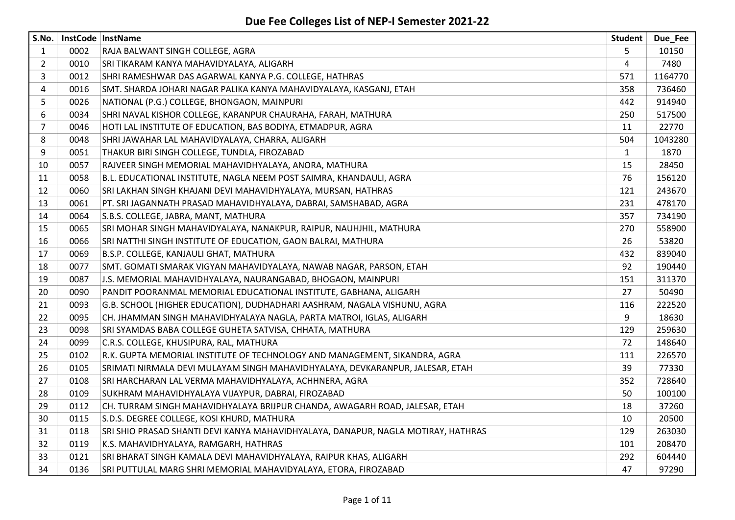# Due Fee Colleges List of NEP-I Semester 2021-22

| S.No. | InstCode | InstName | Student | Due_Fee |
|---|---|---|---|---|
| 1 | 0002 | RAJA BALWANT SINGH COLLEGE, AGRA | 5 | 10150 |
| 2 | 0010 | SRI TIKARAM KANYA MAHAVIDYALAYA, ALIGARH | 4 | 7480 |
| 3 | 0012 | SHRI RAMESHWAR DAS AGARWAL KANYA P.G. COLLEGE, HATHRAS | 571 | 1164770 |
| 4 | 0016 | SMT. SHARDA JOHARI NAGAR PALIKA KANYA MAHAVIDYALAYA, KASGANJ, ETAH | 358 | 736460 |
| 5 | 0026 | NATIONAL (P.G.) COLLEGE, BHONGAON, MAINPURI | 442 | 914940 |
| 6 | 0034 | SHRI NAVAL KISHOR COLLEGE, KARANPUR CHAURAHA, FARAH, MATHURA | 250 | 517500 |
| 7 | 0046 | HOTI LAL INSTITUTE OF EDUCATION, BAS BODIYA, ETMADPUR, AGRA | 11 | 22770 |
| 8 | 0048 | SHRI JAWAHAR LAL MAHAVIDYALAYA, CHARRA, ALIGARH | 504 | 1043280 |
| 9 | 0051 | THAKUR BIRI SINGH COLLEGE, TUNDLA, FIROZABAD | 1 | 1870 |
| 10 | 0057 | RAJVEER SINGH MEMORIAL MAHAVIDHYALAYA, ANORA, MATHURA | 15 | 28450 |
| 11 | 0058 | B.L. EDUCATIONAL INSTITUTE, NAGLA NEEM POST SAIMRA, KHANDAULI, AGRA | 76 | 156120 |
| 12 | 0060 | SRI LAKHAN SINGH KHAJANI DEVI MAHAVIDHYALAYA, MURSAN, HATHRAS | 121 | 243670 |
| 13 | 0061 | PT. SRI JAGANNATH PRASAD MAHAVIDHYALAYA, DABRAI, SAMSHABAD, AGRA | 231 | 478170 |
| 14 | 0064 | S.B.S. COLLEGE, JABRA, MANT, MATHURA | 357 | 734190 |
| 15 | 0065 | SRI MOHAR SINGH MAHAVIDYALAYA, NANAKPUR, RAIPUR, NAUHJHIL, MATHURA | 270 | 558900 |
| 16 | 0066 | SRI NATTHI SINGH INSTITUTE OF EDUCATION, GAON BALRAI, MATHURA | 26 | 53820 |
| 17 | 0069 | B.S.P. COLLEGE, KANJAULI GHAT, MATHURA | 432 | 839040 |
| 18 | 0077 | SMT. GOMATI SMARAK VIGYAN MAHAVIDYALAYA, NAWAB NAGAR, PARSON, ETAH | 92 | 190440 |
| 19 | 0087 | J.S. MEMORIAL MAHAVIDHYALAYA, NAURANGABAD, BHOGAON, MAINPURI | 151 | 311370 |
| 20 | 0090 | PANDIT POORANMAL MEMORIAL EDUCATIONAL INSTITUTE, GABHANA, ALIGARH | 27 | 50490 |
| 21 | 0093 | G.B. SCHOOL (HIGHER EDUCATION), DUDHADHARI AASHRAM, NAGALA VISHUNU, AGRA | 116 | 222520 |
| 22 | 0095 | CH. JHAMMAN SINGH MAHAVIDYALAYA NAGLA, PARTA MATROI, IGLAS, ALIGARH | 9 | 18630 |
| 23 | 0098 | SRI SYAMDAS BABA COLLEGE GUHETA SATVISA, CHHATA, MATHURA | 129 | 259630 |
| 24 | 0099 | C.R.S. COLLEGE, KHUSIPURA, RAL, MATHURA | 72 | 148640 |
| 25 | 0102 | R.K. GUPTA MEMORIAL INSTITUTE OF TECHNOLOGY AND MANAGEMENT, SIKANDRA, AGRA | 111 | 226570 |
| 26 | 0105 | SRIMATI NIRMALA DEVI MULAYAM SINGH MAHAVIDHYALAYA, DEVKARANPUR, JALESAR, ETAH | 39 | 77330 |
| 27 | 0108 | SRI HARCHARAN LAL VERMA MAHAVIDHYALAYA, ACHHNERA, AGRA | 352 | 728640 |
| 28 | 0109 | SUKHRAM MAHAVIDHYALAYA VIJAYPUR, DABRAI, FIROZABAD | 50 | 100100 |
| 29 | 0112 | CH. TURRAM SINGH MAHAVIDHYALAYA BRIJPUR CHANDA, AWAGARH ROAD, JALESAR, ETAH | 18 | 37260 |
| 30 | 0115 | S.D.S. DEGREE COLLEGE, KOSI KHURD, MATHURA | 10 | 20500 |
| 31 | 0118 | SRI SHIO PRASAD SHANTI DEVI KANYA MAHAVIDHYALAYA, DANAPUR, NAGLA MOTIRAY, HATHRAS | 129 | 263030 |
| 32 | 0119 | K.S. MAHAVIDHYALAYA, RAMGARH, HATHRAS | 101 | 208470 |
| 33 | 0121 | SRI BHARAT SINGH KAMALA DEVI MAHAVIDHYALAYA, RAIPUR KHAS, ALIGARH | 292 | 604440 |
| 34 | 0136 | SRI PUTTULAL MARG SHRI MEMORIAL MAHAVIDYALAYA, ETORA, FIROZABAD | 47 | 97290 |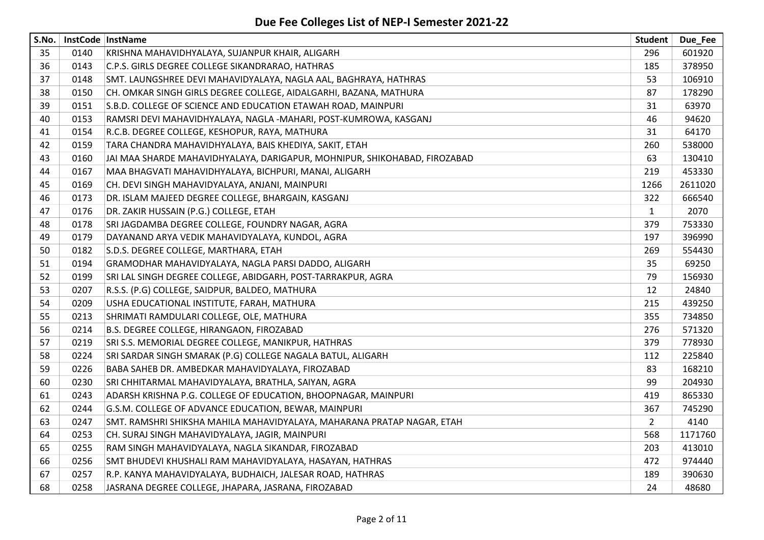# Due Fee Colleges List of NEP-I Semester 2021-22

| S.No. | InstCode | InstName | Student | Due_Fee |
|---|---|---|---|---|
| 35 | 0140 | KRISHNA MAHAVIDHYALAYA, SUJANPUR KHAIR, ALIGARH | 296 | 601920 |
| 36 | 0143 | C.P.S. GIRLS DEGREE COLLEGE SIKANDRARAO, HATHRAS | 185 | 378950 |
| 37 | 0148 | SMT. LAUNGSHREE DEVI MAHAVIDYALAYA, NAGLA AAL, BAGHRAYA, HATHRAS | 53 | 106910 |
| 38 | 0150 | CH. OMKAR SINGH GIRLS DEGREE COLLEGE, AIDALGARHI, BAZANA, MATHURA | 87 | 178290 |
| 39 | 0151 | S.B.D. COLLEGE OF SCIENCE AND EDUCATION ETAWAH ROAD, MAINPURI | 31 | 63970 |
| 40 | 0153 | RAMSRI DEVI MAHAVIDHYALAYA, NAGLA -MAHARI, POST-KUMROWA, KASGANJ | 46 | 94620 |
| 41 | 0154 | R.C.B. DEGREE COLLEGE, KESHOPUR, RAYA, MATHURA | 31 | 64170 |
| 42 | 0159 | TARA CHANDRA MAHAVIDHYALAYA, BAIS KHEDIYA, SAKIT, ETAH | 260 | 538000 |
| 43 | 0160 | JAI MAA SHARDE MAHAVIDHYALAYA, DARIGAPUR, MOHNIPUR, SHIKOHABAD, FIROZABAD | 63 | 130410 |
| 44 | 0167 | MAA BHAGVATI MAHAVIDHYALAYA, BICHPURI, MANAI, ALIGARH | 219 | 453330 |
| 45 | 0169 | CH. DEVI SINGH MAHAVIDYALAYA, ANJANI, MAINPURI | 1266 | 2611020 |
| 46 | 0173 | DR. ISLAM MAJEED DEGREE COLLEGE, BHARGAIN, KASGANJ | 322 | 666540 |
| 47 | 0176 | DR. ZAKIR HUSSAIN (P.G.) COLLEGE, ETAH | 1 | 2070 |
| 48 | 0178 | SRI JAGDAMBA DEGREE COLLEGE, FOUNDRY NAGAR, AGRA | 379 | 753330 |
| 49 | 0179 | DAYANAND ARYA VEDIK MAHAVIDYALAYA, KUNDOL, AGRA | 197 | 396990 |
| 50 | 0182 | S.D.S. DEGREE COLLEGE, MARTHARA, ETAH | 269 | 554430 |
| 51 | 0194 | GRAMODHAR MAHAVIDYALAYA, NAGLA PARSI DADDO, ALIGARH | 35 | 69250 |
| 52 | 0199 | SRI LAL SINGH DEGREE COLLEGE, ABIDGARH, POST-TARRAKPUR, AGRA | 79 | 156930 |
| 53 | 0207 | R.S.S. (P.G) COLLEGE, SAIDPUR, BALDEO, MATHURA | 12 | 24840 |
| 54 | 0209 | USHA EDUCATIONAL INSTITUTE, FARAH, MATHURA | 215 | 439250 |
| 55 | 0213 | SHRIMATI RAMDULARI COLLEGE, OLE, MATHURA | 355 | 734850 |
| 56 | 0214 | B.S. DEGREE COLLEGE, HIRANGAON, FIROZABAD | 276 | 571320 |
| 57 | 0219 | SRI S.S. MEMORIAL DEGREE COLLEGE, MANIKPUR, HATHRAS | 379 | 778930 |
| 58 | 0224 | SRI SARDAR SINGH SMARAK (P.G) COLLEGE NAGALA BATUL, ALIGARH | 112 | 225840 |
| 59 | 0226 | BABA SAHEB DR. AMBEDKAR MAHAVIDYALAYA, FIROZABAD | 83 | 168210 |
| 60 | 0230 | SRI CHHITARMAL MAHAVIDYALAYA, BRATHLA, SAIYAN, AGRA | 99 | 204930 |
| 61 | 0243 | ADARSH KRISHNA P.G. COLLEGE OF EDUCATION, BHOOPNAGAR, MAINPURI | 419 | 865330 |
| 62 | 0244 | G.S.M. COLLEGE OF ADVANCE EDUCATION, BEWAR, MAINPURI | 367 | 745290 |
| 63 | 0247 | SMT. RAMSHRI SHIKSHA MAHILA MAHAVIDYALAYA, MAHARANA PRATAP NAGAR, ETAH | 2 | 4140 |
| 64 | 0253 | CH. SURAJ SINGH MAHAVIDYALAYA, JAGIR, MAINPURI | 568 | 1171760 |
| 65 | 0255 | RAM SINGH MAHAVIDYALAYA, NAGLA SIKANDAR, FIROZABAD | 203 | 413010 |
| 66 | 0256 | SMT BHUDEVI KHUSHALI RAM MAHAVIDYALAYA, HASAYAN, HATHRAS | 472 | 974440 |
| 67 | 0257 | R.P. KANYA MAHAVIDYALAYA, BUDHAICH, JALESAR ROAD, HATHRAS | 189 | 390630 |
| 68 | 0258 | JASRANA DEGREE COLLEGE, JHAPARA, JASRANA, FIROZABAD | 24 | 48680 |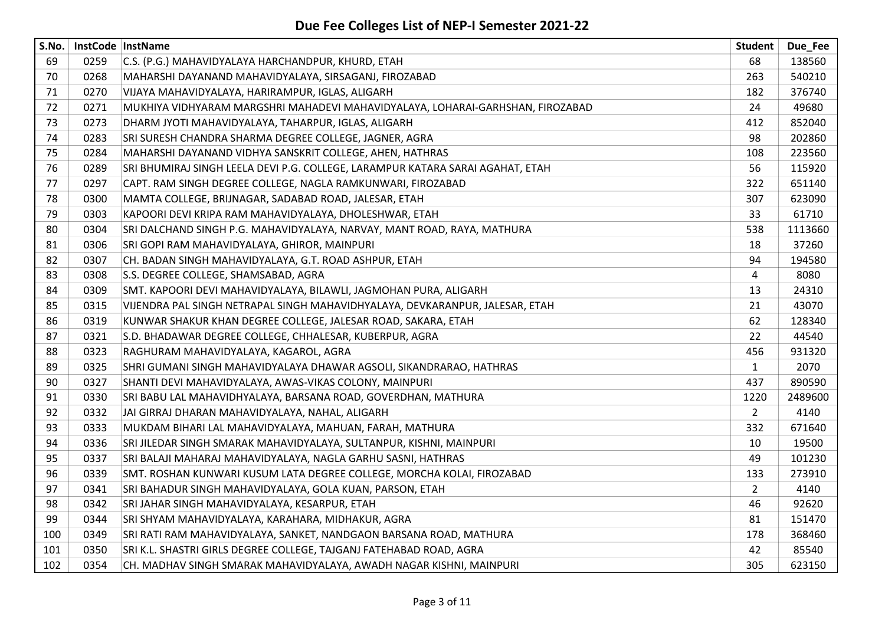## Due Fee Colleges List of NEP-I Semester 2021-22

| S.No. | InstCode | InstName | Student | Due_Fee |
|---|---|---|---|---|
| 69 | 0259 | C.S. (P.G.) MAHAVIDYALAYA HARCHANDPUR, KHURD, ETAH | 68 | 138560 |
| 70 | 0268 | MAHARSHI DAYANAND MAHAVIDYALAYA, SIRSAGANJ, FIROZABAD | 263 | 540210 |
| 71 | 0270 | VIJAYA MAHAVIDYALAYA, HARIRAMPUR, IGLAS, ALIGARH | 182 | 376740 |
| 72 | 0271 | MUKHIYA VIDHYARAM MARGSHRI MAHADEVI MAHAVIDYALAYA, LOHARAI-GARHSHAN, FIROZABAD | 24 | 49680 |
| 73 | 0273 | DHARM JYOTI MAHAVIDYALAYA, TAHARPUR, IGLAS, ALIGARH | 412 | 852040 |
| 74 | 0283 | SRI SURESH CHANDRA SHARMA DEGREE COLLEGE, JAGNER, AGRA | 98 | 202860 |
| 75 | 0284 | MAHARSHI DAYANAND VIDHYA SANSKRIT COLLEGE, AHEN, HATHRAS | 108 | 223560 |
| 76 | 0289 | SRI BHUMIRAJ SINGH LEELA DEVI P.G. COLLEGE, LARAMPUR KATARA SARAI AGAHAT, ETAH | 56 | 115920 |
| 77 | 0297 | CAPT. RAM SINGH DEGREE COLLEGE, NAGLA RAMKUNWARI, FIROZABAD | 322 | 651140 |
| 78 | 0300 | MAMTA COLLEGE, BRIJNAGAR, SADABAD ROAD, JALESAR, ETAH | 307 | 623090 |
| 79 | 0303 | KAPOORI DEVI KRIPA RAM MAHAVIDYALAYA, DHOLESHWAR, ETAH | 33 | 61710 |
| 80 | 0304 | SRI DALCHAND SINGH P.G. MAHAVIDYALAYA, NARVAY, MANT ROAD, RAYA, MATHURA | 538 | 1113660 |
| 81 | 0306 | SRI GOPI RAM MAHAVIDYALAYA, GHIROR, MAINPURI | 18 | 37260 |
| 82 | 0307 | CH. BADAN SINGH MAHAVIDYALAYA, G.T. ROAD ASHPUR, ETAH | 94 | 194580 |
| 83 | 0308 | S.S. DEGREE COLLEGE, SHAMSABAD, AGRA | 4 | 8080 |
| 84 | 0309 | SMT. KAPOORI DEVI MAHAVIDYALAYA, BILAWLI, JAGMOHAN PURA, ALIGARH | 13 | 24310 |
| 85 | 0315 | VIJENDRA PAL SINGH NETRAPAL SINGH MAHAVIDHYALAYA, DEVKARANPUR, JALESAR, ETAH | 21 | 43070 |
| 86 | 0319 | KUNWAR SHAKUR KHAN DEGREE COLLEGE, JALESAR ROAD, SAKARA, ETAH | 62 | 128340 |
| 87 | 0321 | S.D. BHADAWAR DEGREE COLLEGE, CHHALESAR, KUBERPUR, AGRA | 22 | 44540 |
| 88 | 0323 | RAGHURAM MAHAVIDYALAYA, KAGAROL, AGRA | 456 | 931320 |
| 89 | 0325 | SHRI GUMANI SINGH MAHAVIDYALAYA DHAWAR AGSOLI, SIKANDRARAO, HATHRAS | 1 | 2070 |
| 90 | 0327 | SHANTI DEVI MAHAVIDYALAYA, AWAS-VIKAS COLONY, MAINPURI | 437 | 890590 |
| 91 | 0330 | SRI BABU LAL MAHAVIDHYALAYA, BARSANA ROAD, GOVERDHAN, MATHURA | 1220 | 2489600 |
| 92 | 0332 | JAI GIRRAJ DHARAN MAHAVIDYALAYA, NAHAL, ALIGARH | 2 | 4140 |
| 93 | 0333 | MUKDAM BIHARI LAL MAHAVIDYALAYA, MAHUAN, FARAH, MATHURA | 332 | 671640 |
| 94 | 0336 | SRI JILEDAR SINGH SMARAK MAHAVIDYALAYA, SULTANPUR, KISHNI, MAINPURI | 10 | 19500 |
| 95 | 0337 | SRI BALAJI MAHARAJ MAHAVIDYALAYA, NAGLA GARHU SASNI, HATHRAS | 49 | 101230 |
| 96 | 0339 | SMT. ROSHAN KUNWARI KUSUM LATA DEGREE COLLEGE, MORCHA KOLAI, FIROZABAD | 133 | 273910 |
| 97 | 0341 | SRI BAHADUR SINGH MAHAVIDYALAYA, GOLA KUAN, PARSON, ETAH | 2 | 4140 |
| 98 | 0342 | SRI JAHAR SINGH MAHAVIDYALAYA, KESARPUR, ETAH | 46 | 92620 |
| 99 | 0344 | SRI SHYAM MAHAVIDYALAYA, KARAHARA, MIDHAKUR, AGRA | 81 | 151470 |
| 100 | 0349 | SRI RATI RAM MAHAVIDYALAYA, SANKET, NANDGAON BARSANA ROAD, MATHURA | 178 | 368460 |
| 101 | 0350 | SRI K.L. SHASTRI GIRLS DEGREE COLLEGE, TAJGANJ FATEHABAD ROAD, AGRA | 42 | 85540 |
| 102 | 0354 | CH. MADHAV SINGH SMARAK MAHAVIDYALAYA, AWADH NAGAR KISHNI, MAINPURI | 305 | 623150 |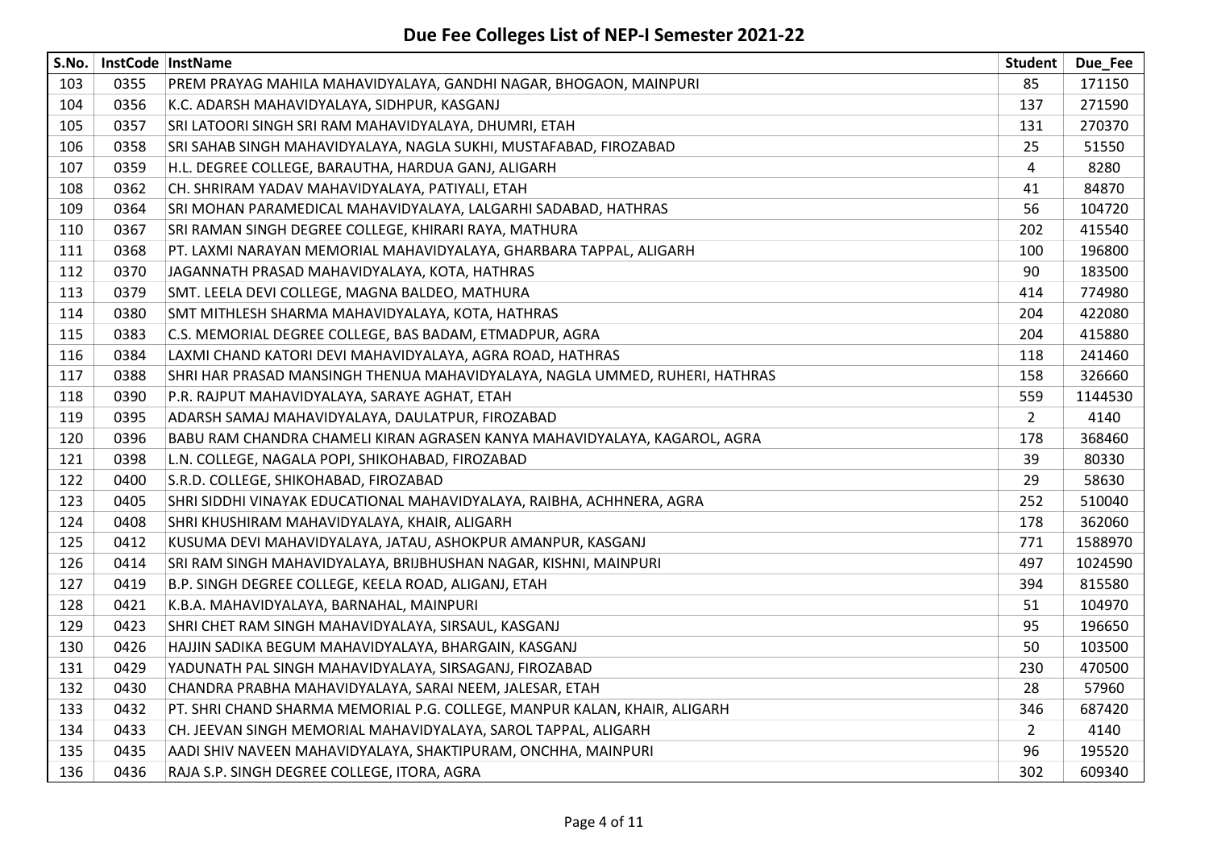# Due Fee Colleges List of NEP-I Semester 2021-22

| S.No. | InstCode | InstName | Student | Due_Fee |
|---|---|---|---|---|
| 103 | 0355 | PREM PRAYAG MAHILA MAHAVIDYALAYA, GANDHI NAGAR, BHOGAON, MAINPURI | 85 | 171150 |
| 104 | 0356 | K.C. ADARSH MAHAVIDYALAYA, SIDHPUR, KASGANJ | 137 | 271590 |
| 105 | 0357 | SRI LATOORI SINGH SRI RAM MAHAVIDYALAYA, DHUMRI, ETAH | 131 | 270370 |
| 106 | 0358 | SRI SAHAB SINGH MAHAVIDYALAYA, NAGLA SUKHI, MUSTAFABAD, FIROZABAD | 25 | 51550 |
| 107 | 0359 | H.L. DEGREE COLLEGE, BARAUTHA, HARDUA GANJ, ALIGARH | 4 | 8280 |
| 108 | 0362 | CH. SHRIRAM YADAV MAHAVIDYALAYA, PATIYALI, ETAH | 41 | 84870 |
| 109 | 0364 | SRI MOHAN PARAMEDICAL MAHAVIDYALAYA, LALGARHI SADABAD, HATHRAS | 56 | 104720 |
| 110 | 0367 | SRI RAMAN SINGH DEGREE COLLEGE, KHIRARI RAYA, MATHURA | 202 | 415540 |
| 111 | 0368 | PT. LAXMI NARAYAN MEMORIAL MAHAVIDYALAYA, GHARBARA TAPPAL, ALIGARH | 100 | 196800 |
| 112 | 0370 | JAGANNATH PRASAD MAHAVIDYALAYA, KOTA, HATHRAS | 90 | 183500 |
| 113 | 0379 | SMT. LEELA DEVI COLLEGE, MAGNA BALDEO, MATHURA | 414 | 774980 |
| 114 | 0380 | SMT MITHLESH SHARMA MAHAVIDYALAYA, KOTA, HATHRAS | 204 | 422080 |
| 115 | 0383 | C.S. MEMORIAL DEGREE COLLEGE, BAS BADAM, ETMADPUR, AGRA | 204 | 415880 |
| 116 | 0384 | LAXMI CHAND KATORI DEVI MAHAVIDYALAYA, AGRA ROAD, HATHRAS | 118 | 241460 |
| 117 | 0388 | SHRI HAR PRASAD MANSINGH THENUA MAHAVIDYALAYA, NAGLA UMMED, RUHERI, HATHRAS | 158 | 326660 |
| 118 | 0390 | P.R. RAJPUT MAHAVIDYALAYA, SARAYE AGHAT, ETAH | 559 | 1144530 |
| 119 | 0395 | ADARSH SAMAJ MAHAVIDYALAYA, DAULATPUR, FIROZABAD | 2 | 4140 |
| 120 | 0396 | BABU RAM CHANDRA CHAMELI KIRAN AGRASEN KANYA MAHAVIDYALAYA, KAGAROL, AGRA | 178 | 368460 |
| 121 | 0398 | L.N. COLLEGE, NAGALA POPI, SHIKOHABAD, FIROZABAD | 39 | 80330 |
| 122 | 0400 | S.R.D. COLLEGE, SHIKOHABAD, FIROZABAD | 29 | 58630 |
| 123 | 0405 | SHRI SIDDHI VINAYAK EDUCATIONAL MAHAVIDYALAYA, RAIBHA, ACHHNERA, AGRA | 252 | 510040 |
| 124 | 0408 | SHRI KHUSHIRAM MAHAVIDYALAYA, KHAIR, ALIGARH | 178 | 362060 |
| 125 | 0412 | KUSUMA DEVI MAHAVIDYALAYA, JATAU, ASHOKPUR AMANPUR, KASGANJ | 771 | 1588970 |
| 126 | 0414 | SRI RAM SINGH MAHAVIDYALAYA, BRIJBHUSHAN NAGAR, KISHNI, MAINPURI | 497 | 1024590 |
| 127 | 0419 | B.P. SINGH DEGREE COLLEGE, KEELA ROAD, ALIGANJ, ETAH | 394 | 815580 |
| 128 | 0421 | K.B.A. MAHAVIDYALAYA, BARNAHAL, MAINPURI | 51 | 104970 |
| 129 | 0423 | SHRI CHET RAM SINGH MAHAVIDYALAYA, SIRSAUL, KASGANJ | 95 | 196650 |
| 130 | 0426 | HAJJIN SADIKA BEGUM MAHAVIDYALAYA, BHARGAIN, KASGANJ | 50 | 103500 |
| 131 | 0429 | YADUNATH PAL SINGH MAHAVIDYALAYA, SIRSAGANJ, FIROZABAD | 230 | 470500 |
| 132 | 0430 | CHANDRA PRABHA MAHAVIDYALAYA, SARAI NEEM, JALESAR, ETAH | 28 | 57960 |
| 133 | 0432 | PT. SHRI CHAND SHARMA MEMORIAL P.G. COLLEGE, MANPUR KALAN, KHAIR, ALIGARH | 346 | 687420 |
| 134 | 0433 | CH. JEEVAN SINGH MEMORIAL MAHAVIDYALAYA, SAROL TAPPAL, ALIGARH | 2 | 4140 |
| 135 | 0435 | AADI SHIV NAVEEN MAHAVIDYALAYA, SHAKTIPURAM, ONCHHA, MAINPURI | 96 | 195520 |
| 136 | 0436 | RAJA S.P. SINGH DEGREE COLLEGE, ITORA, AGRA | 302 | 609340 |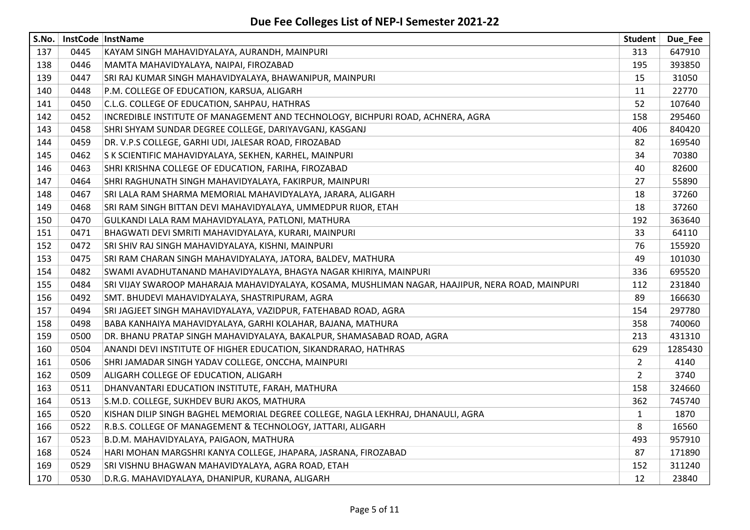# Due Fee Colleges List of NEP-I Semester 2021-22

| S.No. | InstCode | InstName | Student | Due_Fee |
|---|---|---|---|---|
| 137 | 0445 | KAYAM SINGH MAHAVIDYALAYA, AURANDH, MAINPURI | 313 | 647910 |
| 138 | 0446 | MAMTA MAHAVIDYALAYA, NAIPAI, FIROZABAD | 195 | 393850 |
| 139 | 0447 | SRI RAJ KUMAR SINGH MAHAVIDYALAYA, BHAWANIPUR, MAINPURI | 15 | 31050 |
| 140 | 0448 | P.M. COLLEGE OF EDUCATION, KARSUA, ALIGARH | 11 | 22770 |
| 141 | 0450 | C.L.G. COLLEGE OF EDUCATION, SAHPAU, HATHRAS | 52 | 107640 |
| 142 | 0452 | INCREDIBLE INSTITUTE OF MANAGEMENT AND TECHNOLOGY, BICHPURI ROAD, ACHNERA, AGRA | 158 | 295460 |
| 143 | 0458 | SHRI SHYAM SUNDAR DEGREE COLLEGE, DARIYAVGANJ, KASGANJ | 406 | 840420 |
| 144 | 0459 | DR. V.P.S COLLEGE, GARHI UDI, JALESAR ROAD, FIROZABAD | 82 | 169540 |
| 145 | 0462 | S K SCIENTIFIC MAHAVIDYALAYA, SEKHEN, KARHEL, MAINPURI | 34 | 70380 |
| 146 | 0463 | SHRI KRISHNA COLLEGE OF EDUCATION, FARIHA, FIROZABAD | 40 | 82600 |
| 147 | 0464 | SHRI RAGHUNATH SINGH MAHAVIDYALAYA, FAKIRPUR, MAINPURI | 27 | 55890 |
| 148 | 0467 | SRI LALA RAM SHARMA MEMORIAL MAHAVIDYALAYA, JARARA, ALIGARH | 18 | 37260 |
| 149 | 0468 | SRI RAM SINGH BITTAN DEVI MAHAVIDYALAYA, UMMEDPUR RIJOR, ETAH | 18 | 37260 |
| 150 | 0470 | GULKANDI LALA RAM MAHAVIDYALAYA, PATLONI, MATHURA | 192 | 363640 |
| 151 | 0471 | BHAGWATI DEVI SMRITI MAHAVIDYALAYA, KURARI, MAINPURI | 33 | 64110 |
| 152 | 0472 | SRI SHIV RAJ SINGH MAHAVIDYALAYA, KISHNI, MAINPURI | 76 | 155920 |
| 153 | 0475 | SRI RAM CHARAN SINGH MAHAVIDYALAYA, JATORA, BALDEV, MATHURA | 49 | 101030 |
| 154 | 0482 | SWAMI AVADHUTANAND MAHAVIDYALAYA, BHAGYA NAGAR KHIRIYA, MAINPURI | 336 | 695520 |
| 155 | 0484 | SRI VIJAY SWAROOP MAHARAJA MAHAVIDYALAYA, KOSAMA, MUSHLIMAN NAGAR, HAAJIPUR, NERA ROAD, MAINPURI | 112 | 231840 |
| 156 | 0492 | SMT. BHUDEVI MAHAVIDYALAYA, SHASTRIPURAM, AGRA | 89 | 166630 |
| 157 | 0494 | SRI JAGJEET SINGH MAHAVIDYALAYA, VAZIDPUR, FATEHABAD ROAD, AGRA | 154 | 297780 |
| 158 | 0498 | BABA KANHAIYA MAHAVIDYALAYA, GARHI KOLAHAR, BAJANA, MATHURA | 358 | 740060 |
| 159 | 0500 | DR. BHANU PRATAP SINGH MAHAVIDYALAYA, BAKALPUR, SHAMASABAD ROAD, AGRA | 213 | 431310 |
| 160 | 0504 | ANANDI DEVI INSTITUTE OF HIGHER EDUCATION, SIKANDRARAO, HATHRAS | 629 | 1285430 |
| 161 | 0506 | SHRI JAMADAR SINGH YADAV COLLEGE, ONCCHA, MAINPURI | 2 | 4140 |
| 162 | 0509 | ALIGARH COLLEGE OF EDUCATION, ALIGARH | 2 | 3740 |
| 163 | 0511 | DHANVANTARI EDUCATION INSTITUTE, FARAH, MATHURA | 158 | 324660 |
| 164 | 0513 | S.M.D. COLLEGE, SUKHDEV BURJ AKOS, MATHURA | 362 | 745740 |
| 165 | 0520 | KISHAN DILIP SINGH BAGHEL MEMORIAL DEGREE COLLEGE, NAGLA LEKHRAJ, DHANAULI, AGRA | 1 | 1870 |
| 166 | 0522 | R.B.S. COLLEGE OF MANAGEMENT & TECHNOLOGY, JATTARI, ALIGARH | 8 | 16560 |
| 167 | 0523 | B.D.M. MAHAVIDYALAYA, PAIGAON, MATHURA | 493 | 957910 |
| 168 | 0524 | HARI MOHAN MARGSHRI KANYA COLLEGE, JHAPARA, JASRANA, FIROZABAD | 87 | 171890 |
| 169 | 0529 | SRI VISHNU BHAGWAN MAHAVIDYALAYA, AGRA ROAD, ETAH | 152 | 311240 |
| 170 | 0530 | D.R.G. MAHAVIDYALAYA, DHANIPUR, KURANA, ALIGARH | 12 | 23840 |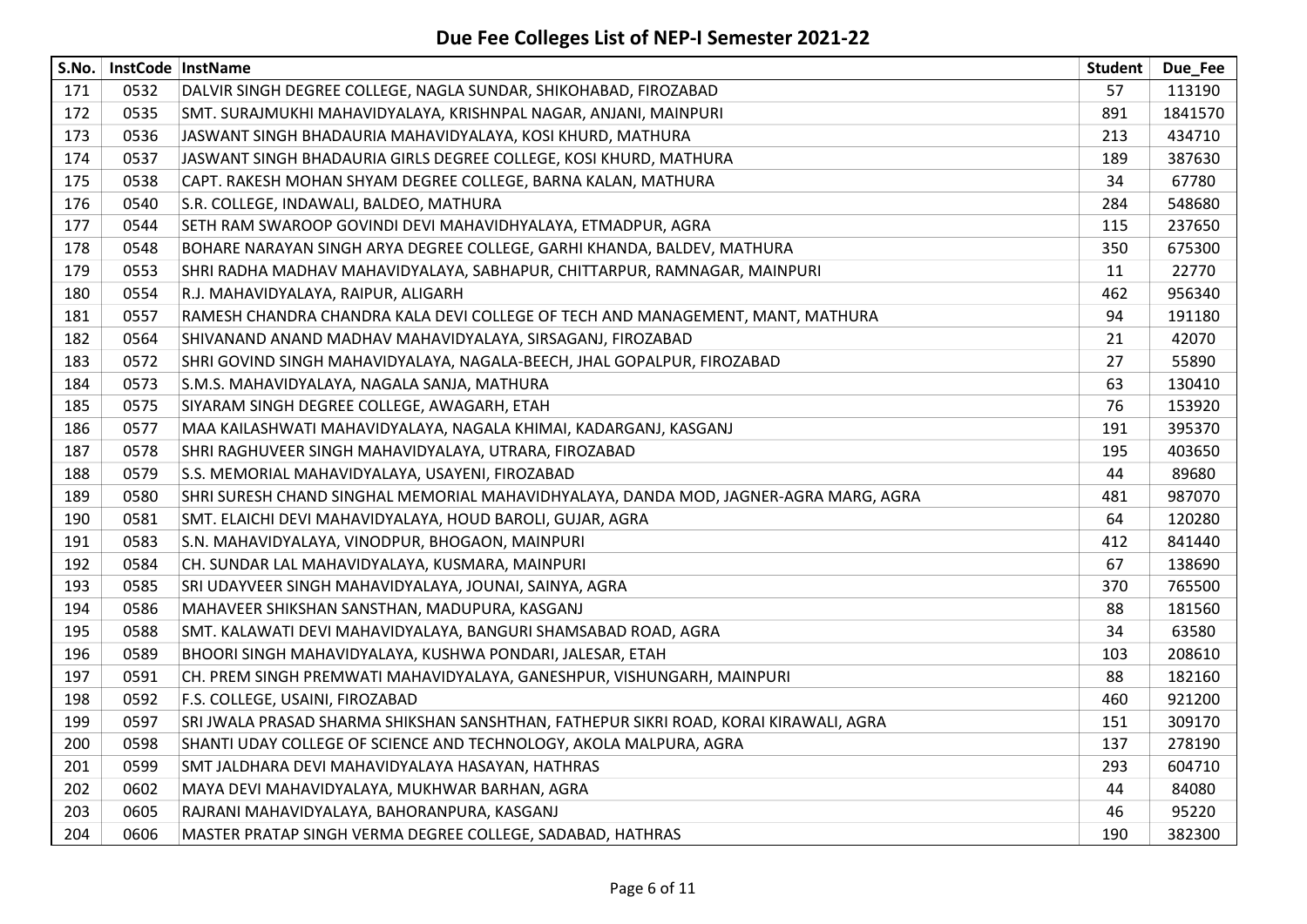# Due Fee Colleges List of NEP-I Semester 2021-22

| S.No. | InstCode | InstName | Student | Due_Fee |
|---|---|---|---|---|
| 171 | 0532 | DALVIR SINGH DEGREE COLLEGE, NAGLA SUNDAR, SHIKOHABAD, FIROZABAD | 57 | 113190 |
| 172 | 0535 | SMT. SURAJMUKHI MAHAVIDYALAYA, KRISHNPAL NAGAR, ANJANI, MAINPURI | 891 | 1841570 |
| 173 | 0536 | JASWANT SINGH BHADAURIA MAHAVIDYALAYA, KOSI KHURD, MATHURA | 213 | 434710 |
| 174 | 0537 | JASWANT SINGH BHADAURIA GIRLS DEGREE COLLEGE, KOSI KHURD, MATHURA | 189 | 387630 |
| 175 | 0538 | CAPT. RAKESH MOHAN SHYAM DEGREE COLLEGE, BARNA KALAN, MATHURA | 34 | 67780 |
| 176 | 0540 | S.R. COLLEGE, INDAWALI, BALDEO, MATHURA | 284 | 548680 |
| 177 | 0544 | SETH RAM SWAROOP GOVINDI DEVI MAHAVIDHYALAYA, ETMADPUR, AGRA | 115 | 237650 |
| 178 | 0548 | BOHARE NARAYAN SINGH ARYA DEGREE COLLEGE, GARHI KHANDA, BALDEV, MATHURA | 350 | 675300 |
| 179 | 0553 | SHRI RADHA MADHAV MAHAVIDYALAYA, SABHAPUR, CHITTARPUR, RAMNAGAR, MAINPURI | 11 | 22770 |
| 180 | 0554 | R.J. MAHAVIDYALAYA, RAIPUR, ALIGARH | 462 | 956340 |
| 181 | 0557 | RAMESH CHANDRA CHANDRA KALA DEVI COLLEGE OF TECH AND MANAGEMENT, MANT, MATHURA | 94 | 191180 |
| 182 | 0564 | SHIVANAND ANAND MADHAV MAHAVIDYALAYA, SIRSAGANJ, FIROZABAD | 21 | 42070 |
| 183 | 0572 | SHRI GOVIND SINGH MAHAVIDYALAYA, NAGALA-BEECH, JHAL GOPALPUR, FIROZABAD | 27 | 55890 |
| 184 | 0573 | S.M.S. MAHAVIDYALAYA, NAGALA SANJA, MATHURA | 63 | 130410 |
| 185 | 0575 | SIYARAM SINGH DEGREE COLLEGE, AWAGARH, ETAH | 76 | 153920 |
| 186 | 0577 | MAA KAILASHWATI MAHAVIDYALAYA, NAGALA KHIMAI, KADARGANJ, KASGANJ | 191 | 395370 |
| 187 | 0578 | SHRI RAGHUVEER SINGH MAHAVIDYALAYA, UTRARA, FIROZABAD | 195 | 403650 |
| 188 | 0579 | S.S. MEMORIAL MAHAVIDYALAYA, USAYENI, FIROZABAD | 44 | 89680 |
| 189 | 0580 | SHRI SURESH CHAND SINGHAL MEMORIAL MAHAVIDHYALAYA, DANDA MOD, JAGNER-AGRA MARG, AGRA | 481 | 987070 |
| 190 | 0581 | SMT. ELAICHI DEVI MAHAVIDYALAYA, HOUD BAROLI, GUJAR, AGRA | 64 | 120280 |
| 191 | 0583 | S.N. MAHAVIDYALAYA, VINODPUR, BHOGAON, MAINPURI | 412 | 841440 |
| 192 | 0584 | CH. SUNDAR LAL MAHAVIDYALAYA, KUSMARA, MAINPURI | 67 | 138690 |
| 193 | 0585 | SRI UDAYVEER SINGH MAHAVIDYALAYA, JOUNAI, SAINYA, AGRA | 370 | 765500 |
| 194 | 0586 | MAHAVEER SHIKSHAN SANSTHAN, MADUPURA, KASGANJ | 88 | 181560 |
| 195 | 0588 | SMT. KALAWATI DEVI MAHAVIDYALAYA, BANGURI SHAMSABAD ROAD, AGRA | 34 | 63580 |
| 196 | 0589 | BHOORI SINGH MAHAVIDYALAYA, KUSHWA PONDARI, JALESAR, ETAH | 103 | 208610 |
| 197 | 0591 | CH. PREM SINGH PREMWATI MAHAVIDYALAYA, GANESHPUR, VISHUNGARH, MAINPURI | 88 | 182160 |
| 198 | 0592 | F.S. COLLEGE, USAINI, FIROZABAD | 460 | 921200 |
| 199 | 0597 | SRI JWALA PRASAD SHARMA SHIKSHAN SANSHTHAN, FATHEPUR SIKRI ROAD, KORAI KIRAWALI, AGRA | 151 | 309170 |
| 200 | 0598 | SHANTI UDAY COLLEGE OF SCIENCE AND TECHNOLOGY, AKOLA MALPURA, AGRA | 137 | 278190 |
| 201 | 0599 | SMT JALDHARA DEVI MAHAVIDYALAYA HASAYAN, HATHRAS | 293 | 604710 |
| 202 | 0602 | MAYA DEVI MAHAVIDYALAYA, MUKHWAR BARHAN, AGRA | 44 | 84080 |
| 203 | 0605 | RAJRANI MAHAVIDYALAYA, BAHORANPURA, KASGANJ | 46 | 95220 |
| 204 | 0606 | MASTER PRATAP SINGH VERMA DEGREE COLLEGE, SADABAD, HATHRAS | 190 | 382300 |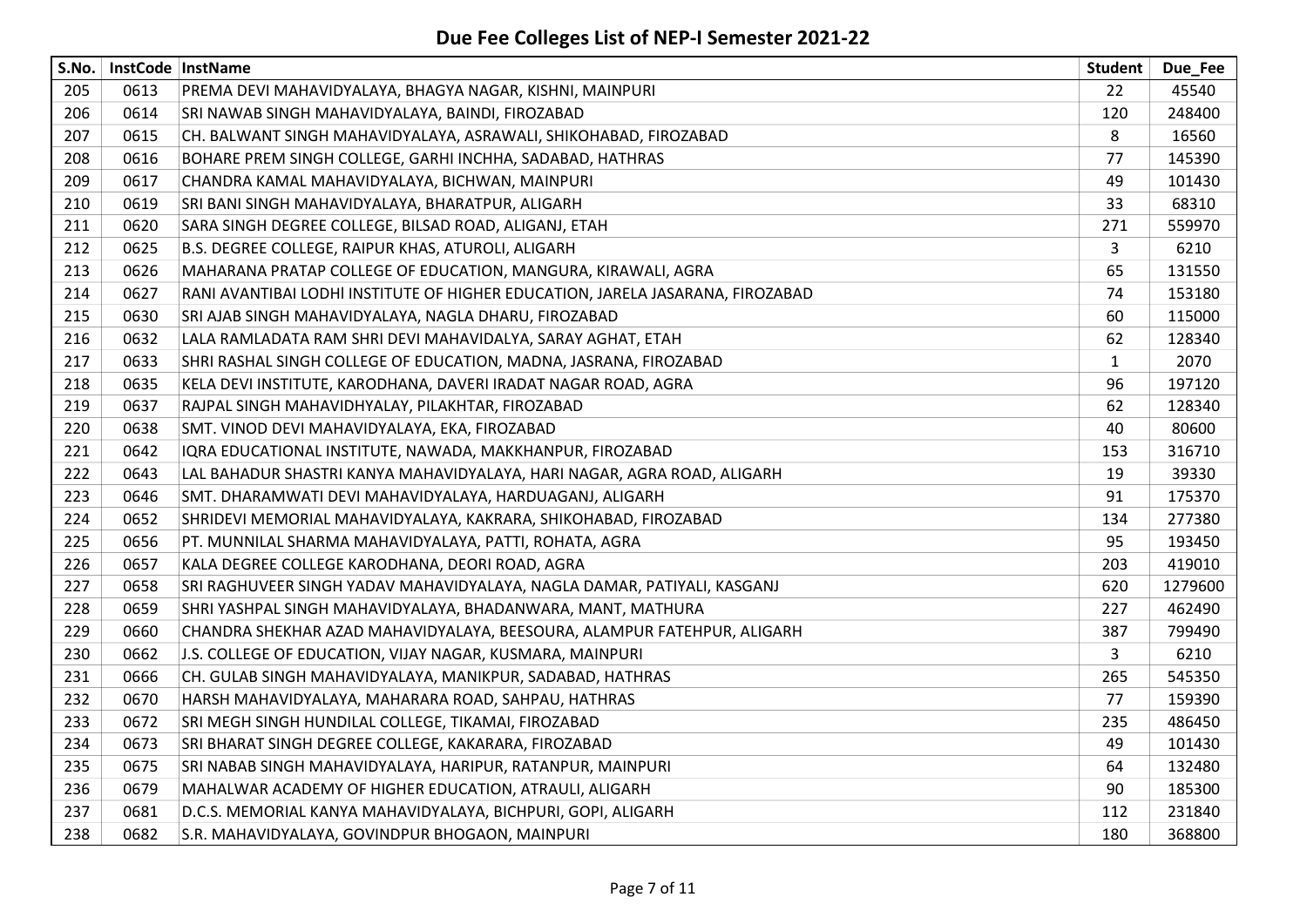# Due Fee Colleges List of NEP-I Semester 2021-22

| S.No. | InstCode | InstName | Student | Due_Fee |
|---|---|---|---|---|
| 205 | 0613 | PREMA DEVI MAHAVIDYALAYA, BHAGYA NAGAR, KISHNI, MAINPURI | 22 | 45540 |
| 206 | 0614 | SRI NAWAB SINGH MAHAVIDYALAYA, BAINDI, FIROZABAD | 120 | 248400 |
| 207 | 0615 | CH. BALWANT SINGH MAHAVIDYALAYA, ASRAWALI, SHIKOHABAD, FIROZABAD | 8 | 16560 |
| 208 | 0616 | BOHARE PREM SINGH COLLEGE, GARHI INCHHA, SADABAD, HATHRAS | 77 | 145390 |
| 209 | 0617 | CHANDRA KAMAL MAHAVIDYALAYA, BICHWAN, MAINPURI | 49 | 101430 |
| 210 | 0619 | SRI BANI SINGH MAHAVIDYALAYA, BHARATPUR, ALIGARH | 33 | 68310 |
| 211 | 0620 | SARA SINGH DEGREE COLLEGE, BILSAD ROAD, ALIGANJ, ETAH | 271 | 559970 |
| 212 | 0625 | B.S. DEGREE COLLEGE, RAIPUR KHAS, ATUROLI, ALIGARH | 3 | 6210 |
| 213 | 0626 | MAHARANA PRATAP COLLEGE OF EDUCATION, MANGURA, KIRAWALI, AGRA | 65 | 131550 |
| 214 | 0627 | RANI AVANTIBAI LODHI INSTITUTE OF HIGHER EDUCATION, JARELA JASARANA, FIROZABAD | 74 | 153180 |
| 215 | 0630 | SRI AJAB SINGH MAHAVIDYALAYA, NAGLA DHARU, FIROZABAD | 60 | 115000 |
| 216 | 0632 | LALA RAMLADATA RAM SHRI DEVI MAHAVIDALYA, SARAY AGHAT, ETAH | 62 | 128340 |
| 217 | 0633 | SHRI RASHAL SINGH COLLEGE OF EDUCATION, MADNA, JASRANA, FIROZABAD | 1 | 2070 |
| 218 | 0635 | KELA DEVI INSTITUTE, KARODHANA, DAVERI IRADAT NAGAR ROAD, AGRA | 96 | 197120 |
| 219 | 0637 | RAJPAL SINGH MAHAVIDHYALAY, PILAKHTAR, FIROZABAD | 62 | 128340 |
| 220 | 0638 | SMT. VINOD DEVI MAHAVIDYALAYA, EKA, FIROZABAD | 40 | 80600 |
| 221 | 0642 | IQRA EDUCATIONAL INSTITUTE, NAWADA, MAKKHANPUR, FIROZABAD | 153 | 316710 |
| 222 | 0643 | LAL BAHADUR SHASTRI KANYA MAHAVIDYALAYA, HARI NAGAR, AGRA ROAD, ALIGARH | 19 | 39330 |
| 223 | 0646 | SMT. DHARAMWATI DEVI MAHAVIDYALAYA, HARDUAGANJ, ALIGARH | 91 | 175370 |
| 224 | 0652 | SHRIDEVI MEMORIAL MAHAVIDYALAYA, KAKRARA, SHIKOHABAD, FIROZABAD | 134 | 277380 |
| 225 | 0656 | PT. MUNNILAL SHARMA MAHAVIDYALAYA, PATTI, ROHATA, AGRA | 95 | 193450 |
| 226 | 0657 | KALA DEGREE COLLEGE KARODHANA, DEORI ROAD, AGRA | 203 | 419010 |
| 227 | 0658 | SRI RAGHUVEER SINGH YADAV MAHAVIDYALAYA, NAGLA DAMAR, PATIYALI, KASGANJ | 620 | 1279600 |
| 228 | 0659 | SHRI YASHPAL SINGH MAHAVIDYALAYA, BHADANWARA, MANT, MATHURA | 227 | 462490 |
| 229 | 0660 | CHANDRA SHEKHAR AZAD MAHAVIDYALAYA, BEESOURA, ALAMPUR FATEHPUR, ALIGARH | 387 | 799490 |
| 230 | 0662 | J.S. COLLEGE OF EDUCATION, VIJAY NAGAR, KUSMARA, MAINPURI | 3 | 6210 |
| 231 | 0666 | CH. GULAB SINGH MAHAVIDYALAYA, MANIKPUR, SADABAD, HATHRAS | 265 | 545350 |
| 232 | 0670 | HARSH MAHAVIDYALAYA, MAHARARA ROAD, SAHPAU, HATHRAS | 77 | 159390 |
| 233 | 0672 | SRI MEGH SINGH HUNDILAL COLLEGE, TIKAMAI, FIROZABAD | 235 | 486450 |
| 234 | 0673 | SRI BHARAT SINGH DEGREE COLLEGE, KAKARARA, FIROZABAD | 49 | 101430 |
| 235 | 0675 | SRI NABAB SINGH MAHAVIDYALAYA, HARIPUR, RATANPUR, MAINPURI | 64 | 132480 |
| 236 | 0679 | MAHALWAR ACADEMY OF HIGHER EDUCATION, ATRAULI, ALIGARH | 90 | 185300 |
| 237 | 0681 | D.C.S. MEMORIAL KANYA MAHAVIDYALAYA, BICHPURI, GOPI, ALIGARH | 112 | 231840 |
| 238 | 0682 | S.R. MAHAVIDYALAYA, GOVINDPUR BHOGAON, MAINPURI | 180 | 368800 |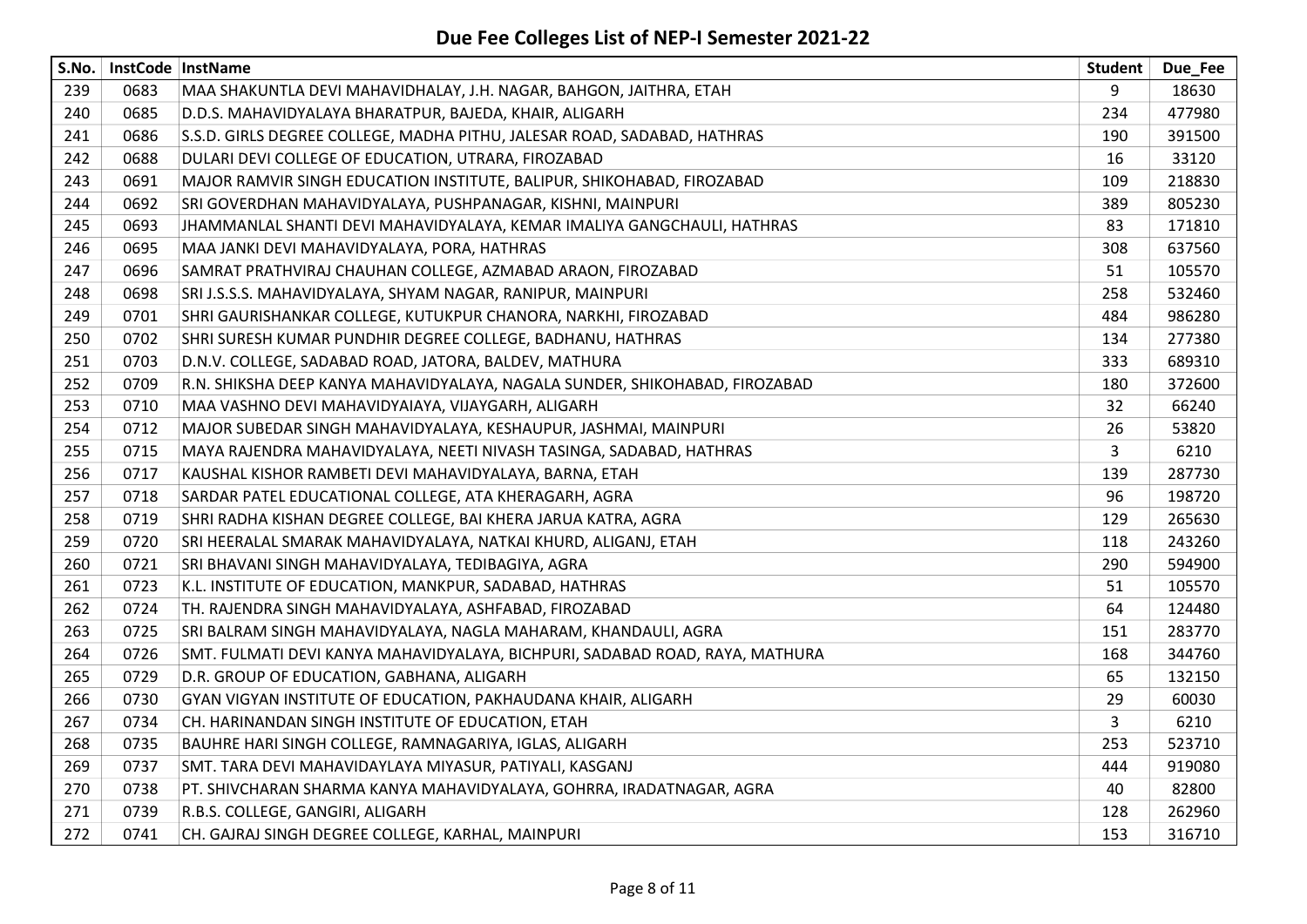# Due Fee Colleges List of NEP-I Semester 2021-22

| S.No. | InstCode | InstName | Student | Due_Fee |
|---|---|---|---|---|
| 239 | 0683 | MAA SHAKUNTLA DEVI MAHAVIDHALAY, J.H. NAGAR, BAHGON, JAITHRA, ETAH | 9 | 18630 |
| 240 | 0685 | D.D.S. MAHAVIDYALAYA BHARATPUR, BAJEDA, KHAIR, ALIGARH | 234 | 477980 |
| 241 | 0686 | S.S.D. GIRLS DEGREE COLLEGE, MADHA PITHU, JALESAR ROAD, SADABAD, HATHRAS | 190 | 391500 |
| 242 | 0688 | DULARI DEVI COLLEGE OF EDUCATION, UTRARA, FIROZABAD | 16 | 33120 |
| 243 | 0691 | MAJOR RAMVIR SINGH EDUCATION INSTITUTE, BALIPUR, SHIKOHABAD, FIROZABAD | 109 | 218830 |
| 244 | 0692 | SRI GOVERDHAN MAHAVIDYALAYA, PUSHPANAGAR, KISHNI, MAINPURI | 389 | 805230 |
| 245 | 0693 | JHAMMANLAL SHANTI DEVI MAHAVIDYALAYA, KEMAR IMALIYA GANGCHAULI, HATHRAS | 83 | 171810 |
| 246 | 0695 | MAA JANKI DEVI MAHAVIDYALAYA, PORA, HATHRAS | 308 | 637560 |
| 247 | 0696 | SAMRAT PRATHVIRAJ CHAUHAN COLLEGE, AZMABAD ARAON, FIROZABAD | 51 | 105570 |
| 248 | 0698 | SRI J.S.S.S. MAHAVIDYALAYA, SHYAM NAGAR, RANIPUR, MAINPURI | 258 | 532460 |
| 249 | 0701 | SHRI GAURISHANKAR COLLEGE, KUTUKPUR CHANORA, NARKHI, FIROZABAD | 484 | 986280 |
| 250 | 0702 | SHRI SURESH KUMAR PUNDHIR DEGREE COLLEGE, BADHANU, HATHRAS | 134 | 277380 |
| 251 | 0703 | D.N.V. COLLEGE, SADABAD ROAD, JATORA, BALDEV, MATHURA | 333 | 689310 |
| 252 | 0709 | R.N. SHIKSHA DEEP KANYA MAHAVIDYALAYA, NAGALA SUNDER, SHIKOHABAD, FIROZABAD | 180 | 372600 |
| 253 | 0710 | MAA VASHNO DEVI MAHAVIDYAIAYA, VIJAYGARH, ALIGARH | 32 | 66240 |
| 254 | 0712 | MAJOR SUBEDAR SINGH MAHAVIDYALAYA, KESHAUPUR, JASHMAI, MAINPURI | 26 | 53820 |
| 255 | 0715 | MAYA RAJENDRA MAHAVIDYALAYA, NEETI NIVASH TASINGA, SADABAD, HATHRAS | 3 | 6210 |
| 256 | 0717 | KAUSHAL KISHOR RAMBETI DEVI MAHAVIDYALAYA, BARNA, ETAH | 139 | 287730 |
| 257 | 0718 | SARDAR PATEL EDUCATIONAL COLLEGE, ATA KHERAGARH, AGRA | 96 | 198720 |
| 258 | 0719 | SHRI RADHA KISHAN DEGREE COLLEGE, BAI KHERA JARUA KATRA, AGRA | 129 | 265630 |
| 259 | 0720 | SRI HEERALAL SMARAK MAHAVIDYALAYA, NATKAI KHURD, ALIGANJ, ETAH | 118 | 243260 |
| 260 | 0721 | SRI BHAVANI SINGH MAHAVIDYALAYA, TEDIBAGIYA, AGRA | 290 | 594900 |
| 261 | 0723 | K.L. INSTITUTE OF EDUCATION, MANKPUR, SADABAD, HATHRAS | 51 | 105570 |
| 262 | 0724 | TH. RAJENDRA SINGH MAHAVIDYALAYA, ASHFABAD, FIROZABAD | 64 | 124480 |
| 263 | 0725 | SRI BALRAM SINGH MAHAVIDYALAYA, NAGLA MAHARAM, KHANDAULI, AGRA | 151 | 283770 |
| 264 | 0726 | SMT. FULMATI DEVI KANYA MAHAVIDYALAYA, BICHPURI, SADABAD ROAD, RAYA, MATHURA | 168 | 344760 |
| 265 | 0729 | D.R. GROUP OF EDUCATION, GABHANA, ALIGARH | 65 | 132150 |
| 266 | 0730 | GYAN VIGYAN INSTITUTE OF EDUCATION, PAKHAUDANA KHAIR, ALIGARH | 29 | 60030 |
| 267 | 0734 | CH. HARINANDAN SINGH INSTITUTE OF EDUCATION, ETAH | 3 | 6210 |
| 268 | 0735 | BAUHRE HARI SINGH COLLEGE, RAMNAGARIYA, IGLAS, ALIGARH | 253 | 523710 |
| 269 | 0737 | SMT. TARA DEVI MAHAVIDAYLAYA MIYASUR, PATIYALI, KASGANJ | 444 | 919080 |
| 270 | 0738 | PT. SHIVCHARAN SHARMA KANYA MAHAVIDYALAYA, GOHRRA, IRADATNAGAR, AGRA | 40 | 82800 |
| 271 | 0739 | R.B.S. COLLEGE, GANGIRI, ALIGARH | 128 | 262960 |
| 272 | 0741 | CH. GAJRAJ SINGH DEGREE COLLEGE, KARHAL, MAINPURI | 153 | 316710 |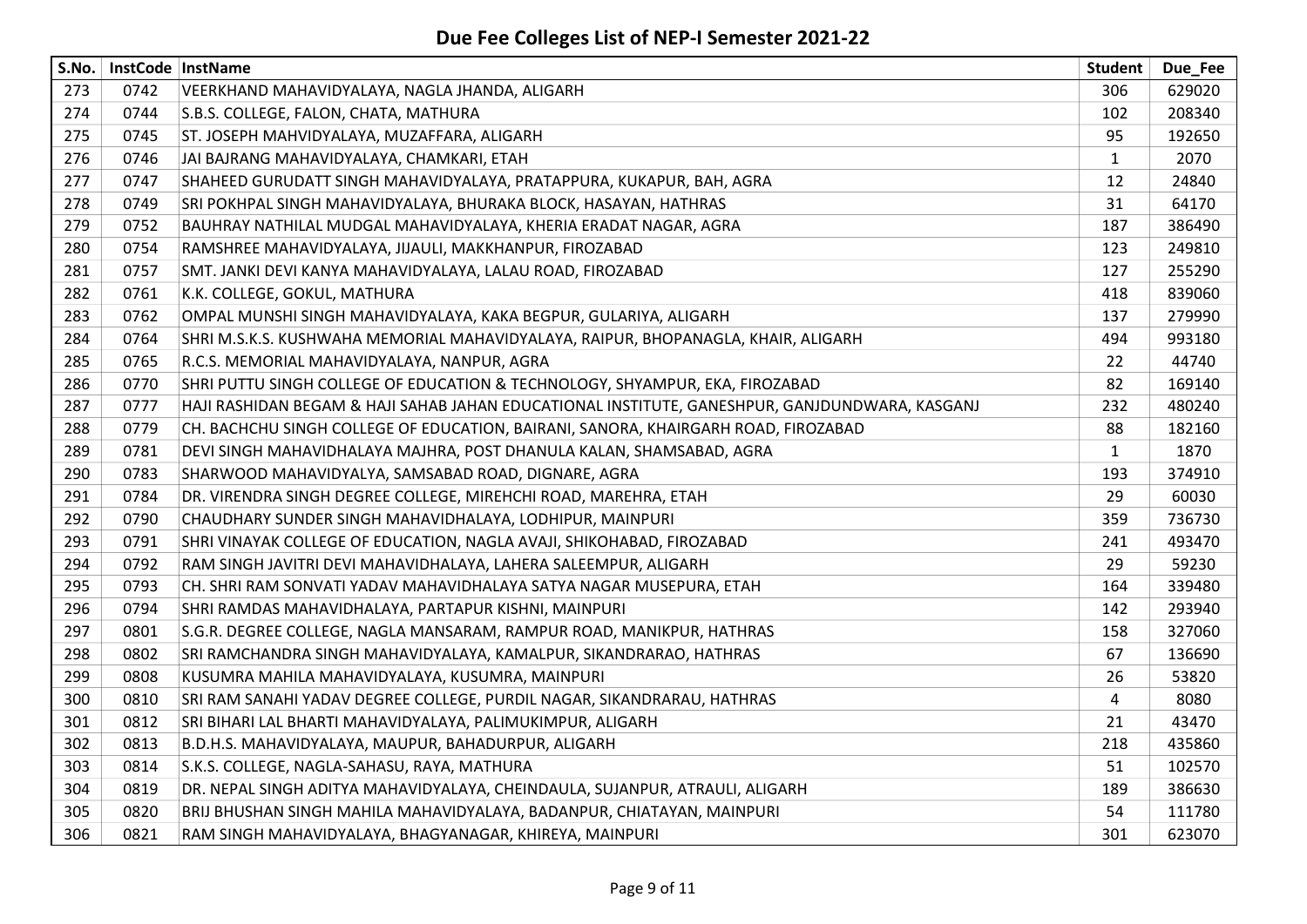# Due Fee Colleges List of NEP-I Semester 2021-22

| S.No. | InstCode | InstName | Student | Due_Fee |
|---|---|---|---|---|
| 273 | 0742 | VEERKHAND MAHAVIDYALAYA, NAGLA JHANDA, ALIGARH | 306 | 629020 |
| 274 | 0744 | S.B.S. COLLEGE, FALON, CHATA, MATHURA | 102 | 208340 |
| 275 | 0745 | ST. JOSEPH MAHVIDYALAYA, MUZAFFARA, ALIGARH | 95 | 192650 |
| 276 | 0746 | JAI BAJRANG MAHAVIDYALAYA, CHAMKARI, ETAH | 1 | 2070 |
| 277 | 0747 | SHAHEED GURUDATT SINGH MAHAVIDYALAYA, PRATAPPURA, KUKAPUR, BAH, AGRA | 12 | 24840 |
| 278 | 0749 | SRI POKHPAL SINGH MAHAVIDYALAYA, BHURAKA BLOCK, HASAYAN, HATHRAS | 31 | 64170 |
| 279 | 0752 | BAUHRAY NATHILAL MUDGAL MAHAVIDYALAYA, KHERIA ERADAT NAGAR, AGRA | 187 | 386490 |
| 280 | 0754 | RAMSHREE MAHAVIDYALAYA, JIJAULI, MAKKHANPUR, FIROZABAD | 123 | 249810 |
| 281 | 0757 | SMT. JANKI DEVI KANYA MAHAVIDYALAYA, LALAU ROAD, FIROZABAD | 127 | 255290 |
| 282 | 0761 | K.K. COLLEGE, GOKUL, MATHURA | 418 | 839060 |
| 283 | 0762 | OMPAL MUNSHI SINGH MAHAVIDYALAYA, KAKA BEGPUR, GULARIYA, ALIGARH | 137 | 279990 |
| 284 | 0764 | SHRI M.S.K.S. KUSHWAHA MEMORIAL MAHAVIDYALAYA, RAIPUR, BHOPANAGLA, KHAIR, ALIGARH | 494 | 993180 |
| 285 | 0765 | R.C.S. MEMORIAL MAHAVIDYALAYA, NANPUR, AGRA | 22 | 44740 |
| 286 | 0770 | SHRI PUTTU SINGH COLLEGE OF EDUCATION & TECHNOLOGY, SHYAMPUR, EKA, FIROZABAD | 82 | 169140 |
| 287 | 0777 | HAJI RASHIDAN BEGAM & HAJI SAHAB JAHAN EDUCATIONAL INSTITUTE, GANESHPUR, GANJDUNDWARA, KASGANJ | 232 | 480240 |
| 288 | 0779 | CH. BACHCHU SINGH COLLEGE OF EDUCATION, BAIRANI, SANORA, KHAIRGARH ROAD, FIROZABAD | 88 | 182160 |
| 289 | 0781 | DEVI SINGH MAHAVIDHALAYA MAJHRA, POST DHANULA KALAN, SHAMSABAD, AGRA | 1 | 1870 |
| 290 | 0783 | SHARWOOD MAHAVIDYALYA, SAMSABAD ROAD, DIGNARE, AGRA | 193 | 374910 |
| 291 | 0784 | DR. VIRENDRA SINGH DEGREE COLLEGE, MIREHCHI ROAD, MAREHRA, ETAH | 29 | 60030 |
| 292 | 0790 | CHAUDHARY SUNDER SINGH MAHAVIDHALAYA, LODHIPUR, MAINPURI | 359 | 736730 |
| 293 | 0791 | SHRI VINAYAK COLLEGE OF EDUCATION, NAGLA AVAJI, SHIKOHABAD, FIROZABAD | 241 | 493470 |
| 294 | 0792 | RAM SINGH JAVITRI DEVI MAHAVIDHALAYA, LAHERA SALEEMPUR, ALIGARH | 29 | 59230 |
| 295 | 0793 | CH. SHRI RAM SONVATI YADAV MAHAVIDHALAYA SATYA NAGAR MUSEPURA, ETAH | 164 | 339480 |
| 296 | 0794 | SHRI RAMDAS MAHAVIDHALAYA, PARTAPUR KISHNI, MAINPURI | 142 | 293940 |
| 297 | 0801 | S.G.R. DEGREE COLLEGE, NAGLA MANSARAM, RAMPUR ROAD, MANIKPUR, HATHRAS | 158 | 327060 |
| 298 | 0802 | SRI RAMCHANDRA SINGH MAHAVIDYALAYA, KAMALPUR, SIKANDRARAO, HATHRAS | 67 | 136690 |
| 299 | 0808 | KUSUMRA MAHILA MAHAVIDYALAYA, KUSUMRA, MAINPURI | 26 | 53820 |
| 300 | 0810 | SRI RAM SANAHI YADAV DEGREE COLLEGE, PURDIL NAGAR, SIKANDRARAU, HATHRAS | 4 | 8080 |
| 301 | 0812 | SRI BIHARI LAL BHARTI MAHAVIDYALAYA, PALIMUKIMPUR, ALIGARH | 21 | 43470 |
| 302 | 0813 | B.D.H.S. MAHAVIDYALAYA, MAUPUR, BAHADURPUR, ALIGARH | 218 | 435860 |
| 303 | 0814 | S.K.S. COLLEGE, NAGLA-SAHASU, RAYA, MATHURA | 51 | 102570 |
| 304 | 0819 | DR. NEPAL SINGH ADITYA MAHAVIDYALAYA, CHEINDAULA, SUJANPUR, ATRAULI, ALIGARH | 189 | 386630 |
| 305 | 0820 | BRIJ BHUSHAN SINGH MAHILA MAHAVIDYALAYA, BADANPUR, CHIATAYAN, MAINPURI | 54 | 111780 |
| 306 | 0821 | RAM SINGH MAHAVIDYALAYA, BHAGYANAGAR, KHIREYA, MAINPURI | 301 | 623070 |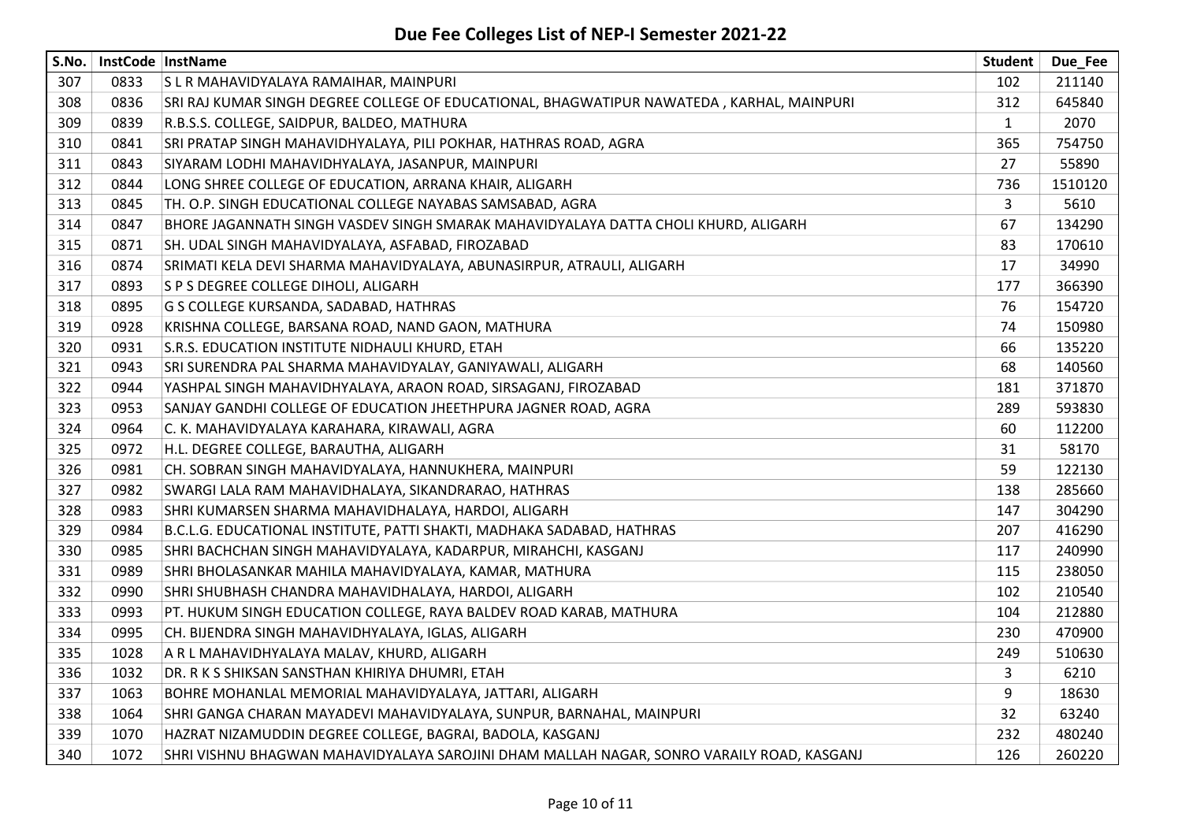# Due Fee Colleges List of NEP-I Semester 2021-22

| S.No. | InstCode | InstName | Student | Due_Fee |
|---|---|---|---|---|
| 307 | 0833 | S L R MAHAVIDYALAYA RAMAIHAR, MAINPURI | 102 | 211140 |
| 308 | 0836 | SRI RAJ KUMAR SINGH DEGREE COLLEGE OF EDUCATIONAL, BHAGWATIPUR NAWATEDA , KARHAL, MAINPURI | 312 | 645840 |
| 309 | 0839 | R.B.S.S. COLLEGE, SAIDPUR, BALDEO, MATHURA | 1 | 2070 |
| 310 | 0841 | SRI PRATAP SINGH MAHAVIDHYALAYA, PILI POKHAR, HATHRAS ROAD, AGRA | 365 | 754750 |
| 311 | 0843 | SIYARAM LODHI MAHAVIDHYALAYA, JASANPUR, MAINPURI | 27 | 55890 |
| 312 | 0844 | LONG SHREE COLLEGE OF EDUCATION, ARRANA KHAIR, ALIGARH | 736 | 1510120 |
| 313 | 0845 | TH. O.P. SINGH EDUCATIONAL COLLEGE NAYABAS SAMSABAD, AGRA | 3 | 5610 |
| 314 | 0847 | BHORE JAGANNATH SINGH VASDEV SINGH SMARAK MAHAVIDYALAYA DATTA CHOLI KHURD, ALIGARH | 67 | 134290 |
| 315 | 0871 | SH. UDAL SINGH MAHAVIDYALAYA, ASFABAD, FIROZABAD | 83 | 170610 |
| 316 | 0874 | SRIMATI KELA DEVI SHARMA MAHAVIDYALAYA, ABUNASIRPUR, ATRAULI, ALIGARH | 17 | 34990 |
| 317 | 0893 | S P S DEGREE COLLEGE DIHOLI, ALIGARH | 177 | 366390 |
| 318 | 0895 | G S COLLEGE KURSANDA, SADABAD, HATHRAS | 76 | 154720 |
| 319 | 0928 | KRISHNA COLLEGE, BARSANA ROAD, NAND GAON, MATHURA | 74 | 150980 |
| 320 | 0931 | S.R.S. EDUCATION INSTITUTE NIDHAULI KHURD, ETAH | 66 | 135220 |
| 321 | 0943 | SRI SURENDRA PAL SHARMA MAHAVIDYALAY, GANIYAWALI, ALIGARH | 68 | 140560 |
| 322 | 0944 | YASHPAL SINGH MAHAVIDHYALAYA, ARAON ROAD, SIRSAGANJ, FIROZABAD | 181 | 371870 |
| 323 | 0953 | SANJAY GANDHI COLLEGE OF EDUCATION JHEETHPURA JAGNER ROAD, AGRA | 289 | 593830 |
| 324 | 0964 | C. K. MAHAVIDYALAYA KARAHARA, KIRAWALI, AGRA | 60 | 112200 |
| 325 | 0972 | H.L. DEGREE COLLEGE, BARAUTHA, ALIGARH | 31 | 58170 |
| 326 | 0981 | CH. SOBRAN SINGH MAHAVIDYALAYA, HANNUKHERA, MAINPURI | 59 | 122130 |
| 327 | 0982 | SWARGI LALA RAM MAHAVIDHALAYA, SIKANDRARAO, HATHRAS | 138 | 285660 |
| 328 | 0983 | SHRI KUMARSEN SHARMA MAHAVIDHALAYA, HARDOI, ALIGARH | 147 | 304290 |
| 329 | 0984 | B.C.L.G. EDUCATIONAL INSTITUTE, PATTI SHAKTI, MADHAKA SADABAD, HATHRAS | 207 | 416290 |
| 330 | 0985 | SHRI BACHCHAN SINGH MAHAVIDYALAYA, KADARPUR, MIRAHCHI, KASGANJ | 117 | 240990 |
| 331 | 0989 | SHRI BHOLASANKAR MAHILA MAHAVIDYALAYA, KAMAR, MATHURA | 115 | 238050 |
| 332 | 0990 | SHRI SHUBHASH CHANDRA MAHAVIDHALAYA, HARDOI, ALIGARH | 102 | 210540 |
| 333 | 0993 | PT. HUKUM SINGH EDUCATION COLLEGE, RAYA BALDEV ROAD KARAB, MATHURA | 104 | 212880 |
| 334 | 0995 | CH. BIJENDRA SINGH MAHAVIDHYALAYA, IGLAS, ALIGARH | 230 | 470900 |
| 335 | 1028 | A R L MAHAVIDHYALAYA MALAV, KHURD, ALIGARH | 249 | 510630 |
| 336 | 1032 | DR. R K S SHIKSAN SANSTHAN KHIRIYA DHUMRI, ETAH | 3 | 6210 |
| 337 | 1063 | BOHRE MOHANLAL MEMORIAL MAHAVIDYALAYA, JATTARI, ALIGARH | 9 | 18630 |
| 338 | 1064 | SHRI GANGA CHARAN MAYADEVI MAHAVIDYALAYA, SUNPUR, BARNAHAL, MAINPURI | 32 | 63240 |
| 339 | 1070 | HAZRAT NIZAMUDDIN DEGREE COLLEGE, BAGRAI, BADOLA, KASGANJ | 232 | 480240 |
| 340 | 1072 | SHRI VISHNU BHAGWAN MAHAVIDYALAYA SAROJINI DHAM MALLAH NAGAR, SONRO VARAILY ROAD, KASGANJ | 126 | 260220 |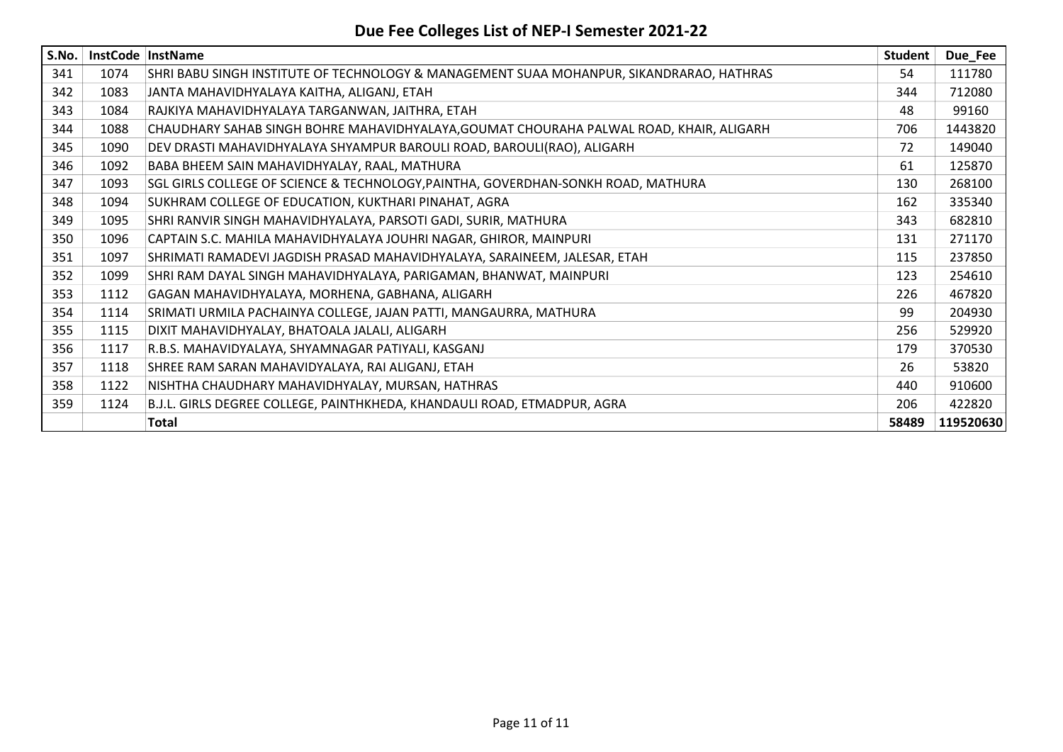# Due Fee Colleges List of NEP-I Semester 2021-22

| S.No. | InstCode | InstName | Student | Due_Fee |
|---|---|---|---|---|
| 341 | 1074 | SHRI BABU SINGH INSTITUTE OF TECHNOLOGY & MANAGEMENT SUAA MOHANPUR, SIKANDRARAO, HATHRAS | 54 | 111780 |
| 342 | 1083 | JANTA MAHAVIDHYALAYA KAITHA, ALIGANJ, ETAH | 344 | 712080 |
| 343 | 1084 | RAJKIYA MAHAVIDHYALAYA TARGANWAN, JAITHRA, ETAH | 48 | 99160 |
| 344 | 1088 | CHAUDHARY SAHAB SINGH BOHRE MAHAVIDHYALAYA,GOUMAT CHOURAHA PALWAL ROAD, KHAIR, ALIGARH | 706 | 1443820 |
| 345 | 1090 | DEV DRASTI MAHAVIDHYALAYA SHYAMPUR BAROULI ROAD, BAROULI(RAO), ALIGARH | 72 | 149040 |
| 346 | 1092 | BABA BHEEM SAIN MAHAVIDHYALAY, RAAL, MATHURA | 61 | 125870 |
| 347 | 1093 | SGL GIRLS COLLEGE OF SCIENCE & TECHNOLOGY,PAINTHA, GOVERDHAN-SONKH ROAD, MATHURA | 130 | 268100 |
| 348 | 1094 | SUKHRAM COLLEGE OF EDUCATION, KUKTHARI PINAHAT, AGRA | 162 | 335340 |
| 349 | 1095 | SHRI RANVIR SINGH MAHAVIDHYALAYA, PARSOTI GADI, SURIR, MATHURA | 343 | 682810 |
| 350 | 1096 | CAPTAIN S.C. MAHILA MAHAVIDHYALAYA JOUHRI NAGAR, GHIROR, MAINPURI | 131 | 271170 |
| 351 | 1097 | SHRIMATI RAMADEVI JAGDISH PRASAD MAHAVIDHYALAYA, SARAINEEM, JALESAR, ETAH | 115 | 237850 |
| 352 | 1099 | SHRI RAM DAYAL SINGH MAHAVIDHYALAYA, PARIGAMAN, BHANWAT, MAINPURI | 123 | 254610 |
| 353 | 1112 | GAGAN MAHAVIDHYALAYA, MORHENA, GABHANA, ALIGARH | 226 | 467820 |
| 354 | 1114 | SRIMATI URMILA PACHAINYA COLLEGE, JAJAN PATTI, MANGAURRA, MATHURA | 99 | 204930 |
| 355 | 1115 | DIXIT MAHAVIDHYALAY, BHATOALA JALALI, ALIGARH | 256 | 529920 |
| 356 | 1117 | R.B.S. MAHAVIDYALAYA, SHYAMNAGAR PATIYALI, KASGANJ | 179 | 370530 |
| 357 | 1118 | SHREE RAM SARAN MAHAVIDYALAYA, RAI ALIGANJ, ETAH | 26 | 53820 |
| 358 | 1122 | NISHTHA CHAUDHARY MAHAVIDHYALAY, MURSAN, HATHRAS | 440 | 910600 |
| 359 | 1124 | B.J.L. GIRLS DEGREE COLLEGE, PAINTHKHEDA, KHANDAULI ROAD, ETMADPUR, AGRA | 206 | 422820 |
| | | **Total** | **58489** | **119520630** |